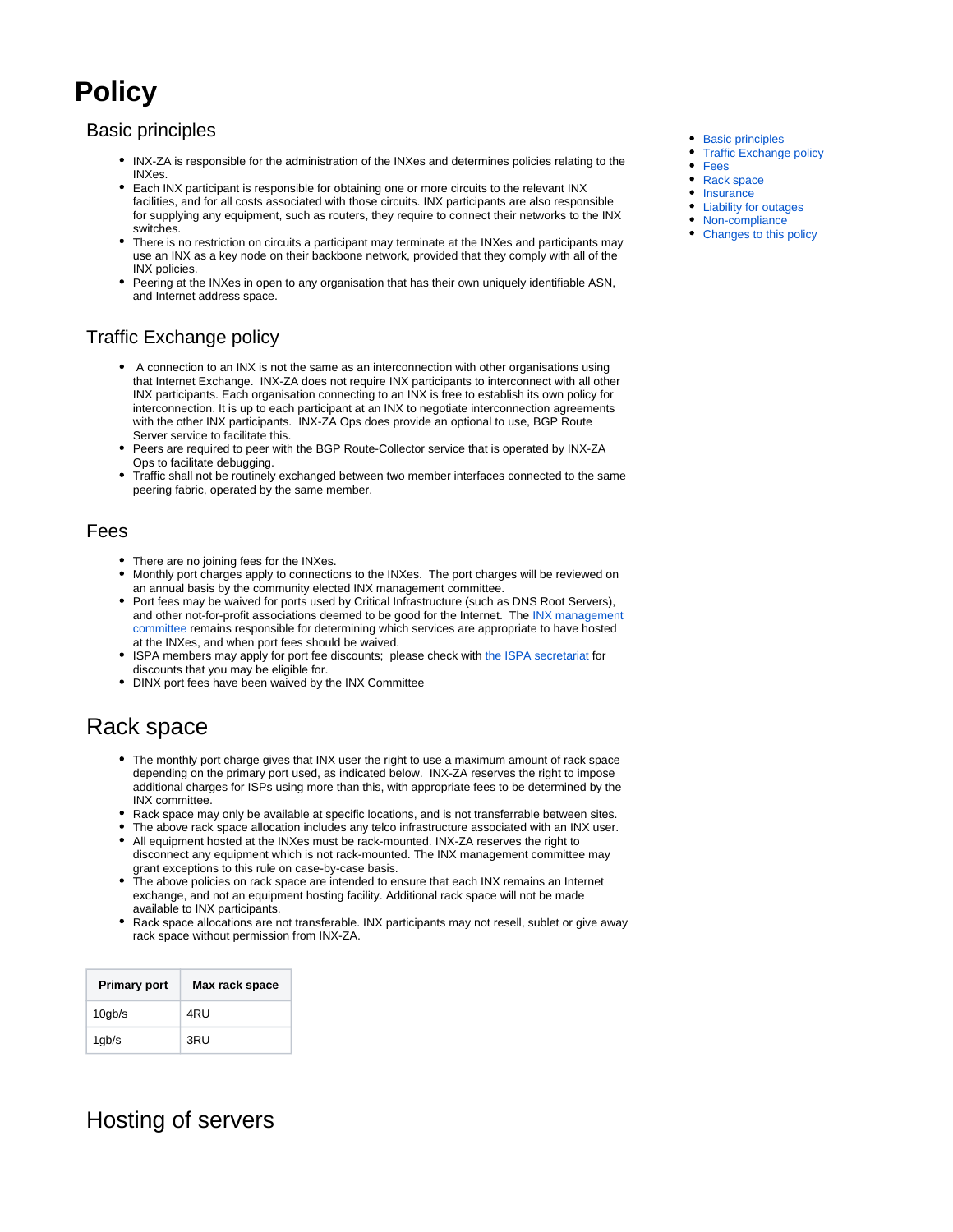# Policy

- Basic principles
- Traffic Exchange policy
- Fees
- Rack space
- Insurance
- Liability for outages
- Non-compliance
- Changes to this policy

## Basic principles

- INX-ZA is responsible for the administration of the INXes and determines policies relating to the INXes.
- Each INX participant is responsible for obtaining one or more circuits to the relevant INX facilities, and for all costs associated with those circuits. INX participants are also responsible for supplying any equipment, such as routers, they require to connect their networks to the INX switches.
- There is no restriction on circuits a participant may terminate at the INXes and participants may use an INX as a key node on their backbone network, provided that they comply with all of the INX policies.
- Peering at the INXes in open to any organisation that has their own uniquely identifiable ASN, and Internet address space.

## Traffic Exchange policy

- A connection to an INX is not the same as an interconnection with other organisations using that Internet Exchange. INX-ZA does not require INX participants to interconnect with all other INX participants. Each organisation connecting to an INX is free to establish its own policy for interconnection. It is up to each participant at an INX to negotiate interconnection agreements with the other INX participants. INX-ZA Ops does provide an optional to use, BGP Route Server service to facilitate this.
- Peers are required to peer with the BGP Route-Collector service that is operated by INX-ZA Ops to facilitate debugging.
- Traffic shall not be routinely exchanged between two member interfaces connected to the same peering fabric, operated by the same member.

## Fees

- There are no joining fees for the INXes.
- Monthly port charges apply to connections to the INXes. The port charges will be reviewed on an annual basis by the community elected INX management committee.
- Port fees may be waived for ports used by Critical Infrastructure (such as DNS Root Servers), and other not-for-profit associations deemed to be good for the Internet. The INX management committee remains responsible for determining which services are appropriate to have hosted at the INXes, and when port fees should be waived.
- ISPA members may apply for port fee discounts; please check with the ISPA secretariat for discounts that you may be eligible for.
- DINX port fees have been waived by the INX Committee

## Rack space

- The monthly port charge gives that INX user the right to use a maximum amount of rack space depending on the primary port used, as indicated below. INX-ZA reserves the right to impose additional charges for ISPs using more than this, with appropriate fees to be determined by the INX committee.
- Rack space may only be available at specific locations, and is not transferrable between sites.
- The above rack space allocation includes any telco infrastructure associated with an INX user.
- All equipment hosted at the INXes must be rack-mounted. INX-ZA reserves the right to disconnect any equipment which is not rack-mounted. The INX management committee may grant exceptions to this rule on case-by-case basis.
- The above policies on rack space are intended to ensure that each INX remains an Internet exchange, and not an equipment hosting facility. Additional rack space will not be made available to INX participants.
- Rack space allocations are not transferable. INX participants may not resell, sublet or give away rack space without permission from INX-ZA.

| Primary port | Max rack space |
| --- | --- |
| 10gb/s | 4RU |
| 1gb/s | 3RU |

## Hosting of servers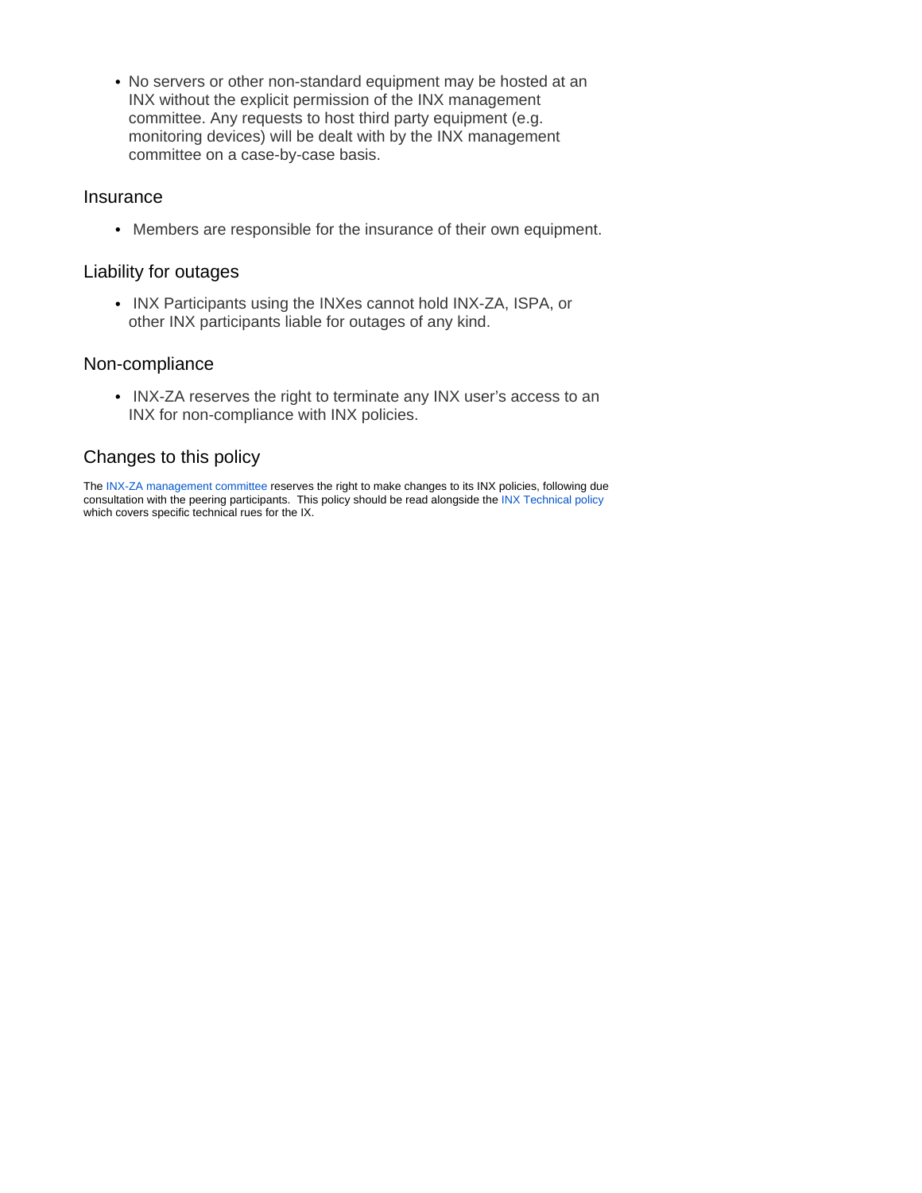- No servers or other non-standard equipment may be hosted at an INX without the explicit permission of the INX management committee. Any requests to host third party equipment (e.g. monitoring devices) will be dealt with by the INX management committee on a case-by-case basis.

## Insurance

- Members are responsible for the insurance of their own equipment.

## Liability for outages

- INX Participants using the INXes cannot hold INX-ZA, ISPA, or other INX participants liable for outages of any kind.

## Non-compliance

- INX-ZA reserves the right to terminate any INX user's access to an INX for non-compliance with INX policies.

## Changes to this policy

The INX-ZA management committee reserves the right to make changes to its INX policies, following due consultation with the peering participants. This policy should be read alongside the INX Technical policy which covers specific technical rues for the IX.